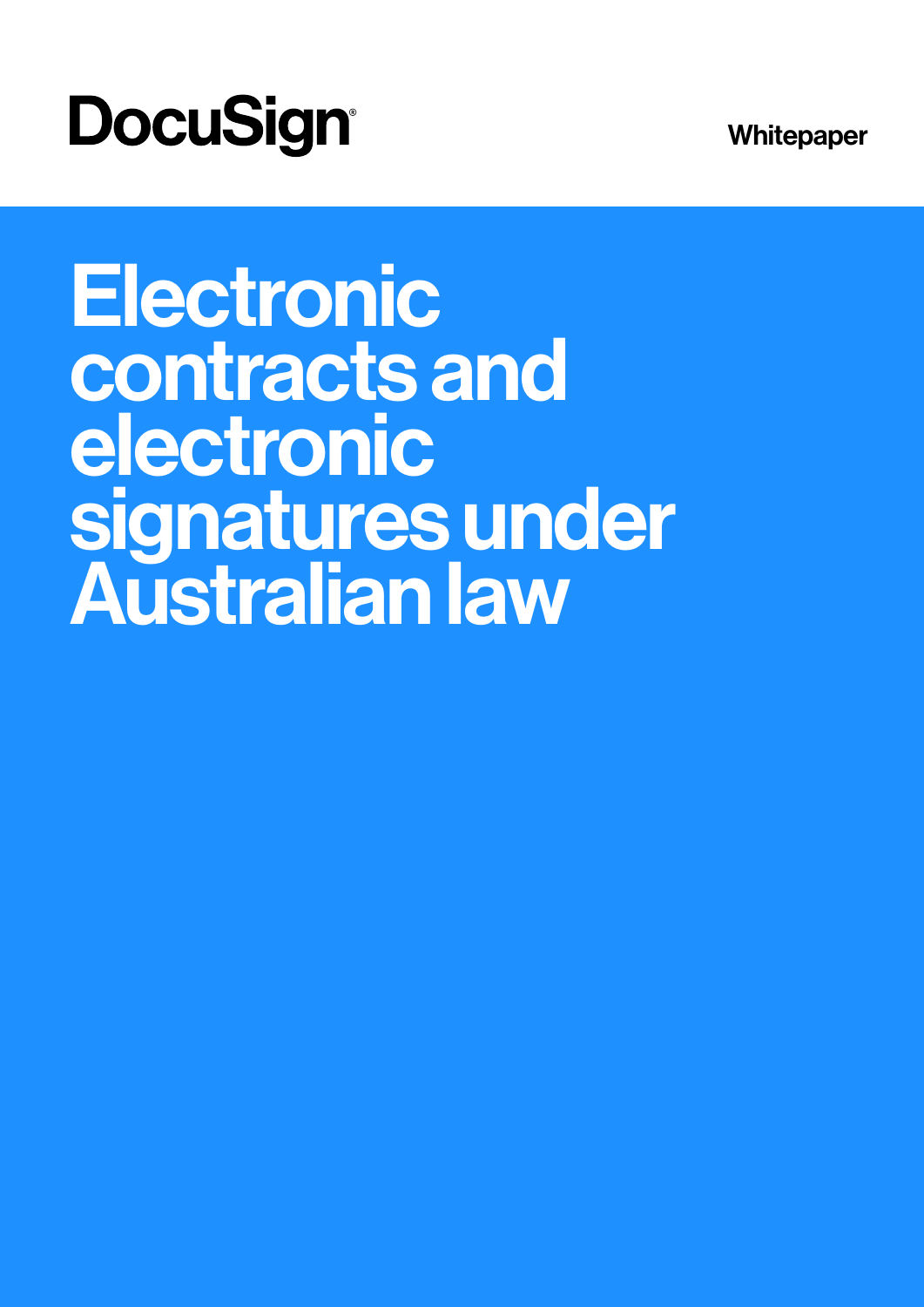DocuSign

Whitepaper

# Electronic contracts and electronic signatures under Australian law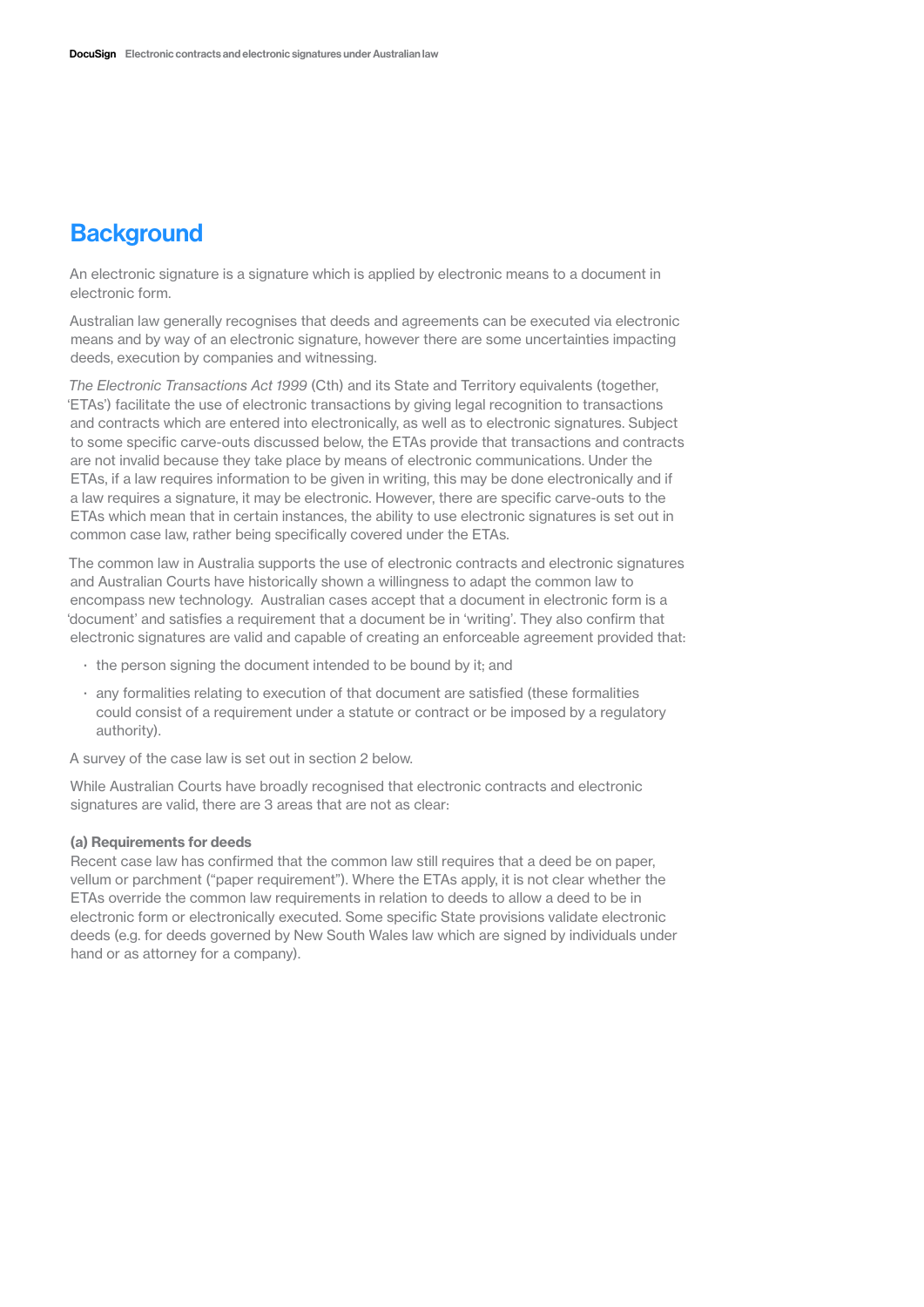## Background

An electronic signature is a signature which is applied by electronic means to a document in electronic form.

Australian law generally recognises that deeds and agreements can be executed via electronic means and by way of an electronic signature, however there are some uncertainties impacting deeds, execution by companies and witnessing.

*The Electronic Transactions Act 1999* (Cth) and its State and Territory equivalents (together, 'ETAs') facilitate the use of electronic transactions by giving legal recognition to transactions and contracts which are entered into electronically, as well as to electronic signatures. Subject to some specific carve-outs discussed below, the ETAs provide that transactions and contracts are not invalid because they take place by means of electronic communications. Under the ETAs, if a law requires information to be given in writing, this may be done electronically and if a law requires a signature, it may be electronic. However, there are specific carve-outs to the ETAs which mean that in certain instances, the ability to use electronic signatures is set out in common case law, rather being specifically covered under the ETAs.

The common law in Australia supports the use of electronic contracts and electronic signatures and Australian Courts have historically shown a willingness to adapt the common law to encompass new technology. Australian cases accept that a document in electronic form is a 'document' and satisfies a requirement that a document be in 'writing'. They also confirm that electronic signatures are valid and capable of creating an enforceable agreement provided that:

- the person signing the document intended to be bound by it; and
- any formalities relating to execution of that document are satisfied (these formalities could consist of a requirement under a statute or contract or be imposed by a regulatory authority).

A survey of the case law is set out in section 2 below.

While Australian Courts have broadly recognised that electronic contracts and electronic signatures are valid, there are 3 areas that are not as clear:

**(a) Requirements for deeds**
Recent case law has confirmed that the common law still requires that a deed be on paper, vellum or parchment ("paper requirement"). Where the ETAs apply, it is not clear whether the ETAs override the common law requirements in relation to deeds to allow a deed to be in electronic form or electronically executed. Some specific State provisions validate electronic deeds (e.g. for deeds governed by New South Wales law which are signed by individuals under hand or as attorney for a company).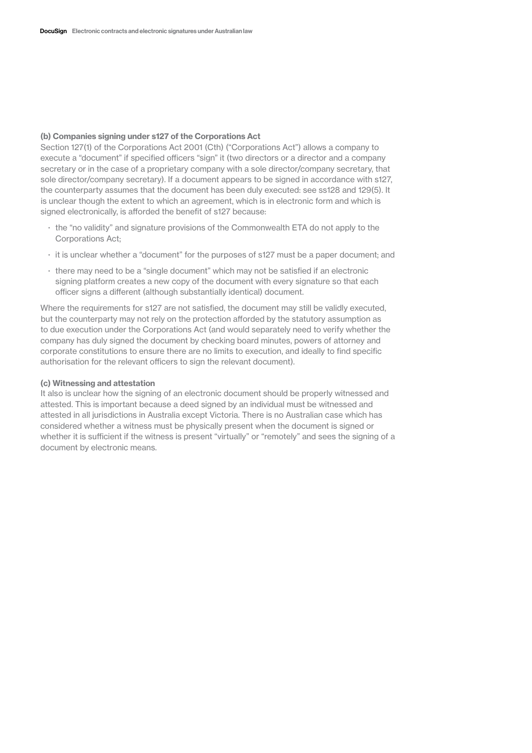**(b) Companies signing under s127 of the Corporations Act**

Section 127(1) of the Corporations Act 2001 (Cth) ("Corporations Act") allows a company to execute a "document" if specified officers "sign" it (two directors or a director and a company secretary or in the case of a proprietary company with a sole director/company secretary, that sole director/company secretary). If a document appears to be signed in accordance with s127, the counterparty assumes that the document has been duly executed: see ss128 and 129(5). It is unclear though the extent to which an agreement, which is in electronic form and which is signed electronically, is afforded the benefit of s127 because:

- the "no validity" and signature provisions of the Commonwealth ETA do not apply to the Corporations Act;
- it is unclear whether a "document" for the purposes of s127 must be a paper document; and
- there may need to be a "single document" which may not be satisfied if an electronic signing platform creates a new copy of the document with every signature so that each officer signs a different (although substantially identical) document.

Where the requirements for s127 are not satisfied, the document may still be validly executed, but the counterparty may not rely on the protection afforded by the statutory assumption as to due execution under the Corporations Act (and would separately need to verify whether the company has duly signed the document by checking board minutes, powers of attorney and corporate constitutions to ensure there are no limits to execution, and ideally to find specific authorisation for the relevant officers to sign the relevant document).

**(c) Witnessing and attestation**

It also is unclear how the signing of an electronic document should be properly witnessed and attested. This is important because a deed signed by an individual must be witnessed and attested in all jurisdictions in Australia except Victoria. There is no Australian case which has considered whether a witness must be physically present when the document is signed or whether it is sufficient if the witness is present "virtually" or "remotely" and sees the signing of a document by electronic means.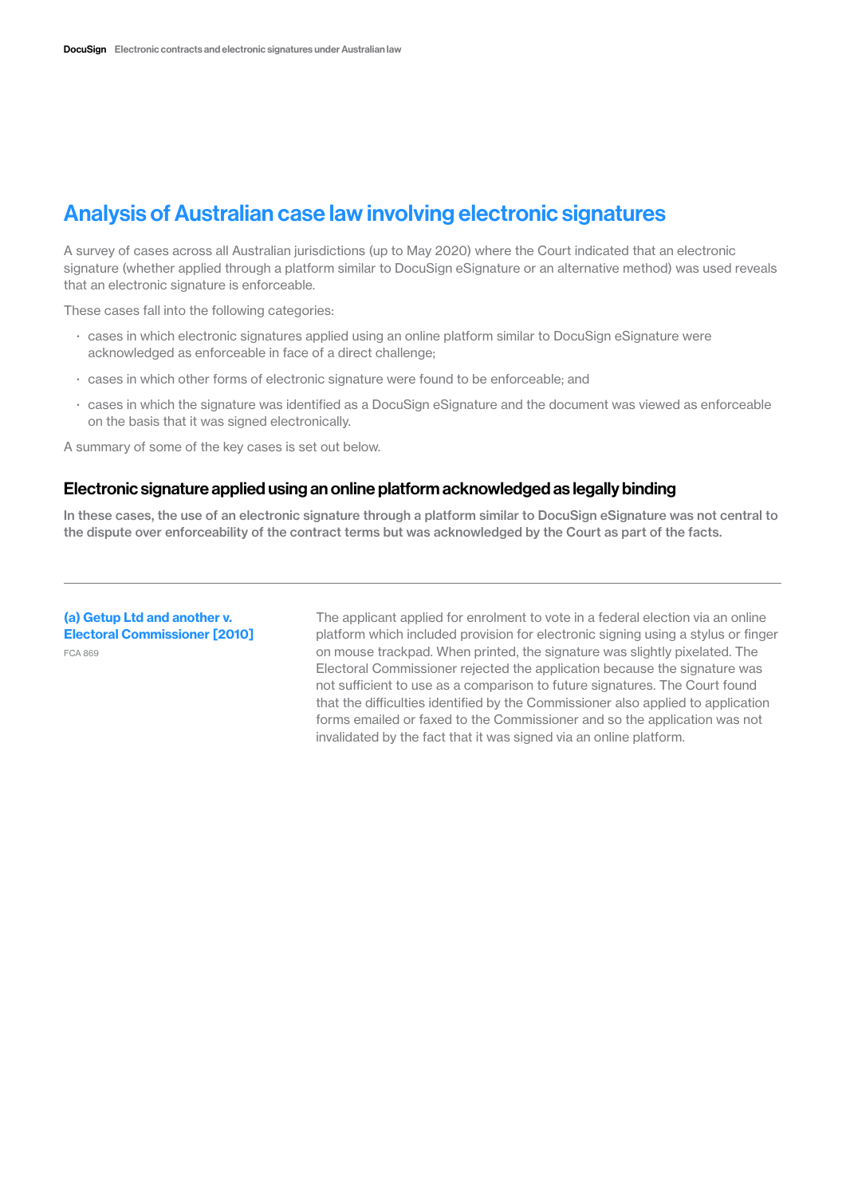## Analysis of Australian case law involving electronic signatures

A survey of cases across all Australian jurisdictions (up to May 2020) where the Court indicated that an electronic signature (whether applied through a platform similar to DocuSign eSignature or an alternative method) was used reveals that an electronic signature is enforceable.

These cases fall into the following categories:

- cases in which electronic signatures applied using an online platform similar to DocuSign eSignature were acknowledged as enforceable in face of a direct challenge;
- cases in which other forms of electronic signature were found to be enforceable; and
- cases in which the signature was identified as a DocuSign eSignature and the document was viewed as enforceable on the basis that it was signed electronically.

A summary of some of the key cases is set out below.

### Electronic signature applied using an online platform acknowledged as legally binding

**In these cases, the use of an electronic signature through a platform similar to DocuSign eSignature was not central to the dispute over enforceability of the contract terms but was acknowledged by the Court as part of the facts.**

---

**(a) Getup Ltd and another v. Electoral Commissioner [2010]**
FCA 869

The applicant applied for enrolment to vote in a federal election via an online platform which included provision for electronic signing using a stylus or finger on mouse trackpad. When printed, the signature was slightly pixelated. The Electoral Commissioner rejected the application because the signature was not sufficient to use as a comparison to future signatures. The Court found that the difficulties identified by the Commissioner also applied to application forms emailed or faxed to the Commissioner and so the application was not invalidated by the fact that it was signed via an online platform.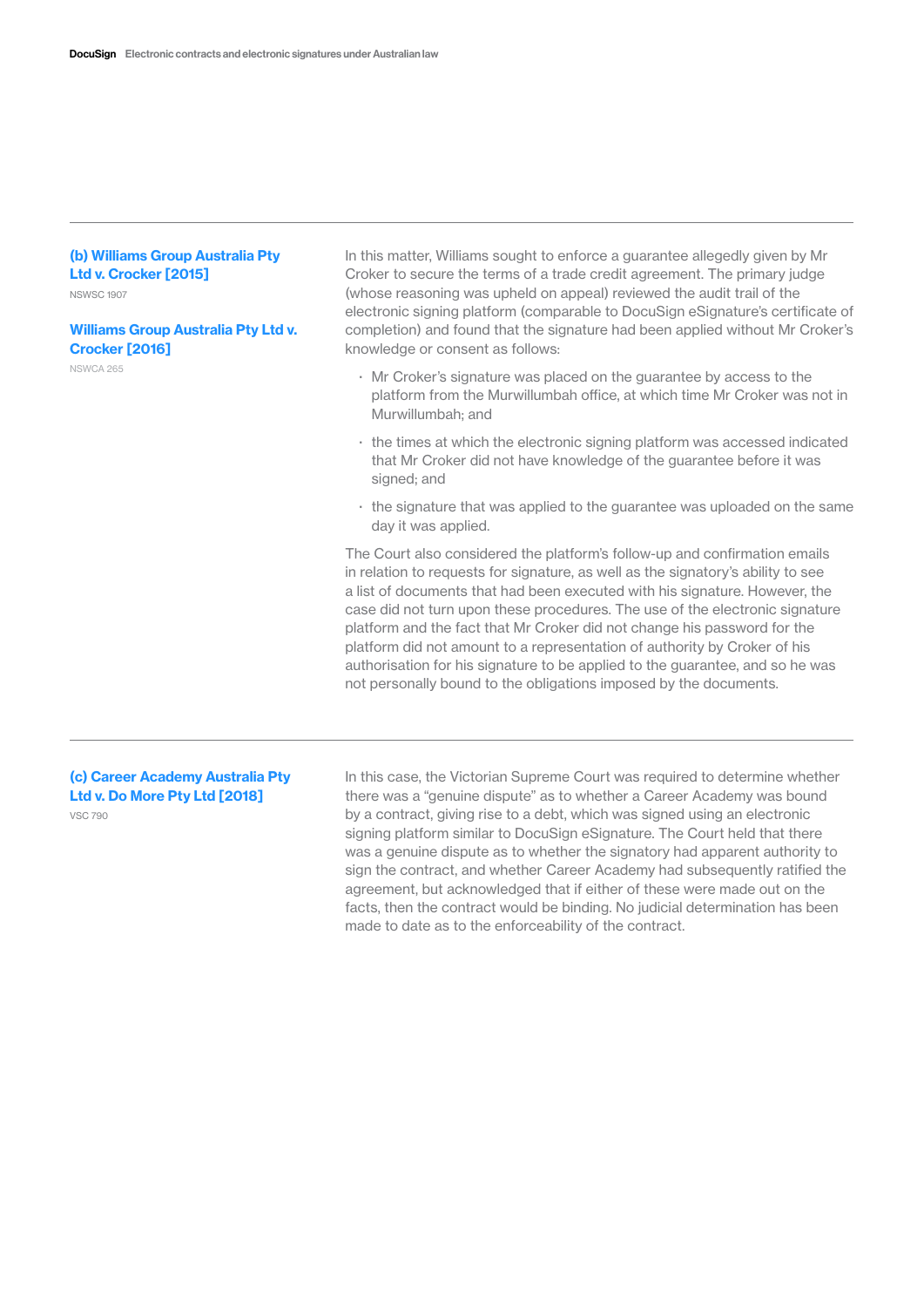### (b) Williams Group Australia Pty Ltd v. Crocker [2015]

NSWSC 1907

### Williams Group Australia Pty Ltd v. Crocker [2016]

NSWCA 265

In this matter, Williams sought to enforce a guarantee allegedly given by Mr Croker to secure the terms of a trade credit agreement. The primary judge (whose reasoning was upheld on appeal) reviewed the audit trail of the electronic signing platform (comparable to DocuSign eSignature's certificate of completion) and found that the signature had been applied without Mr Croker's knowledge or consent as follows:

- Mr Croker's signature was placed on the guarantee by access to the platform from the Murwillumbah office, at which time Mr Croker was not in Murwillumbah; and
- the times at which the electronic signing platform was accessed indicated that Mr Croker did not have knowledge of the guarantee before it was signed; and
- the signature that was applied to the guarantee was uploaded on the same day it was applied.

The Court also considered the platform's follow-up and confirmation emails in relation to requests for signature, as well as the signatory's ability to see a list of documents that had been executed with his signature. However, the case did not turn upon these procedures. The use of the electronic signature platform and the fact that Mr Croker did not change his password for the platform did not amount to a representation of authority by Croker of his authorisation for his signature to be applied to the guarantee, and so he was not personally bound to the obligations imposed by the documents.

### (c) Career Academy Australia Pty Ltd v. Do More Pty Ltd [2018]

VSC 790

In this case, the Victorian Supreme Court was required to determine whether there was a "genuine dispute" as to whether a Career Academy was bound by a contract, giving rise to a debt, which was signed using an electronic signing platform similar to DocuSign eSignature. The Court held that there was a genuine dispute as to whether the signatory had apparent authority to sign the contract, and whether Career Academy had subsequently ratified the agreement, but acknowledged that if either of these were made out on the facts, then the contract would be binding. No judicial determination has been made to date as to the enforceability of the contract.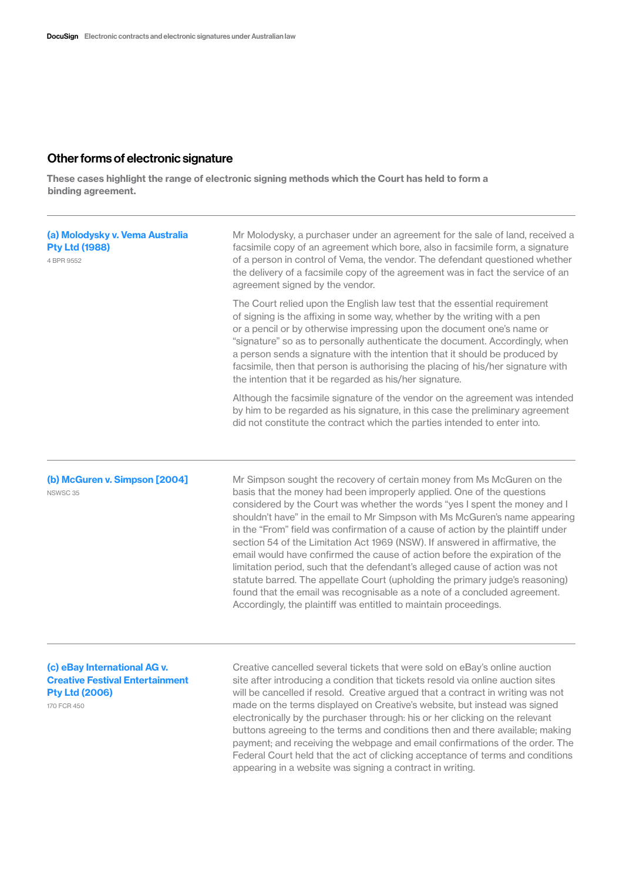## Other forms of electronic signature

**These cases highlight the range of electronic signing methods which the Court has held to form a binding agreement.**

---

### (a) Molodysky v. Vema Australia Pty Ltd (1988)

4 BPR 9552

Mr Molodysky, a purchaser under an agreement for the sale of land, received a facsimile copy of an agreement which bore, also in facsimile form, a signature of a person in control of Vema, the vendor. The defendant questioned whether the delivery of a facsimile copy of the agreement was in fact the service of an agreement signed by the vendor.

The Court relied upon the English law test that the essential requirement of signing is the affixing in some way, whether by the writing with a pen or a pencil or by otherwise impressing upon the document one's name or "signature" so as to personally authenticate the document. Accordingly, when a person sends a signature with the intention that it should be produced by facsimile, then that person is authorising the placing of his/her signature with the intention that it be regarded as his/her signature.

Although the facsimile signature of the vendor on the agreement was intended by him to be regarded as his signature, in this case the preliminary agreement did not constitute the contract which the parties intended to enter into.

---

### (b) McGuren v. Simpson [2004]

NSWSC 35

Mr Simpson sought the recovery of certain money from Ms McGuren on the basis that the money had been improperly applied. One of the questions considered by the Court was whether the words "yes I spent the money and I shouldn't have" in the email to Mr Simpson with Ms McGuren's name appearing in the "From" field was confirmation of a cause of action by the plaintiff under section 54 of the Limitation Act 1969 (NSW). If answered in affirmative, the email would have confirmed the cause of action before the expiration of the limitation period, such that the defendant's alleged cause of action was not statute barred. The appellate Court (upholding the primary judge's reasoning) found that the email was recognisable as a note of a concluded agreement. Accordingly, the plaintiff was entitled to maintain proceedings.

---

### (c) eBay International AG v. Creative Festival Entertainment Pty Ltd (2006)

170 FCR 450

Creative cancelled several tickets that were sold on eBay's online auction site after introducing a condition that tickets resold via online auction sites will be cancelled if resold. Creative argued that a contract in writing was not made on the terms displayed on Creative's website, but instead was signed electronically by the purchaser through: his or her clicking on the relevant buttons agreeing to the terms and conditions then and there available; making payment; and receiving the webpage and email confirmations of the order. The Federal Court held that the act of clicking acceptance of terms and conditions appearing in a website was signing a contract in writing.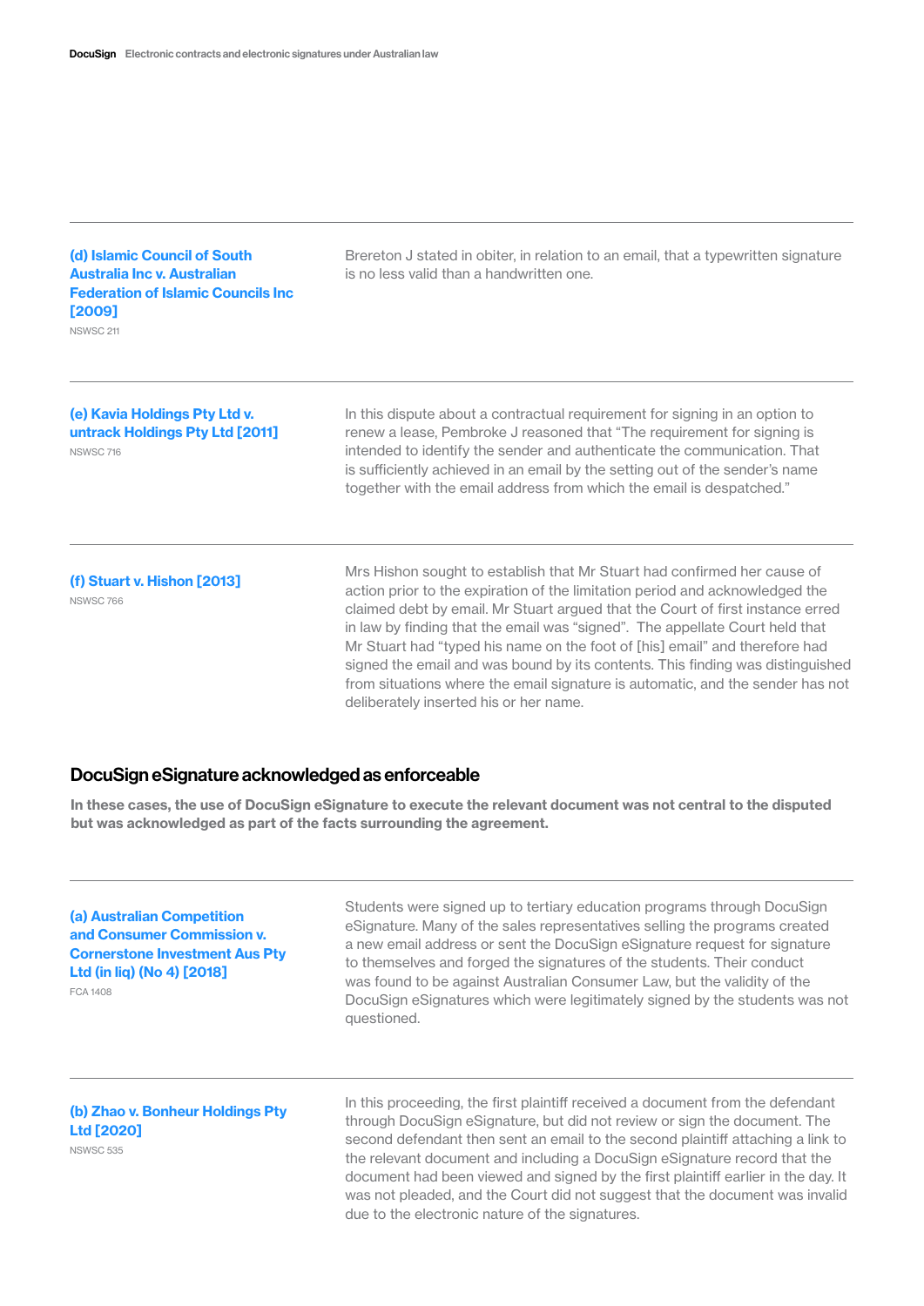**(d) Islamic Council of South Australia Inc v. Australian Federation of Islamic Councils Inc [2009]**
NSWSC 211

Brereton J stated in obiter, in relation to an email, that a typewritten signature is no less valid than a handwritten one.

---

**(e) Kavia Holdings Pty Ltd v. untrack Holdings Pty Ltd [2011]**
NSWSC 716

In this dispute about a contractual requirement for signing in an option to renew a lease, Pembroke J reasoned that "The requirement for signing is intended to identify the sender and authenticate the communication. That is sufficiently achieved in an email by the setting out of the sender's name together with the email address from which the email is despatched."

---

**(f) Stuart v. Hishon [2013]**
NSWSC 766

Mrs Hishon sought to establish that Mr Stuart had confirmed her cause of action prior to the expiration of the limitation period and acknowledged the claimed debt by email. Mr Stuart argued that the Court of first instance erred in law by finding that the email was "signed". The appellate Court held that Mr Stuart had "typed his name on the foot of [his] email" and therefore had signed the email and was bound by its contents. This finding was distinguished from situations where the email signature is automatic, and the sender has not deliberately inserted his or her name.

## DocuSign eSignature acknowledged as enforceable

**In these cases, the use of DocuSign eSignature to execute the relevant document was not central to the disputed but was acknowledged as part of the facts surrounding the agreement.**

---

**(a) Australian Competition and Consumer Commission v. Cornerstone Investment Aus Pty Ltd (in liq) (No 4) [2018]**
FCA 1408

Students were signed up to tertiary education programs through DocuSign eSignature. Many of the sales representatives selling the programs created a new email address or sent the DocuSign eSignature request for signature to themselves and forged the signatures of the students. Their conduct was found to be against Australian Consumer Law, but the validity of the DocuSign eSignatures which were legitimately signed by the students was not questioned.

---

**(b) Zhao v. Bonheur Holdings Pty Ltd [2020]**
NSWSC 535

In this proceeding, the first plaintiff received a document from the defendant through DocuSign eSignature, but did not review or sign the document. The second defendant then sent an email to the second plaintiff attaching a link to the relevant document and including a DocuSign eSignature record that the document had been viewed and signed by the first plaintiff earlier in the day. It was not pleaded, and the Court did not suggest that the document was invalid due to the electronic nature of the signatures.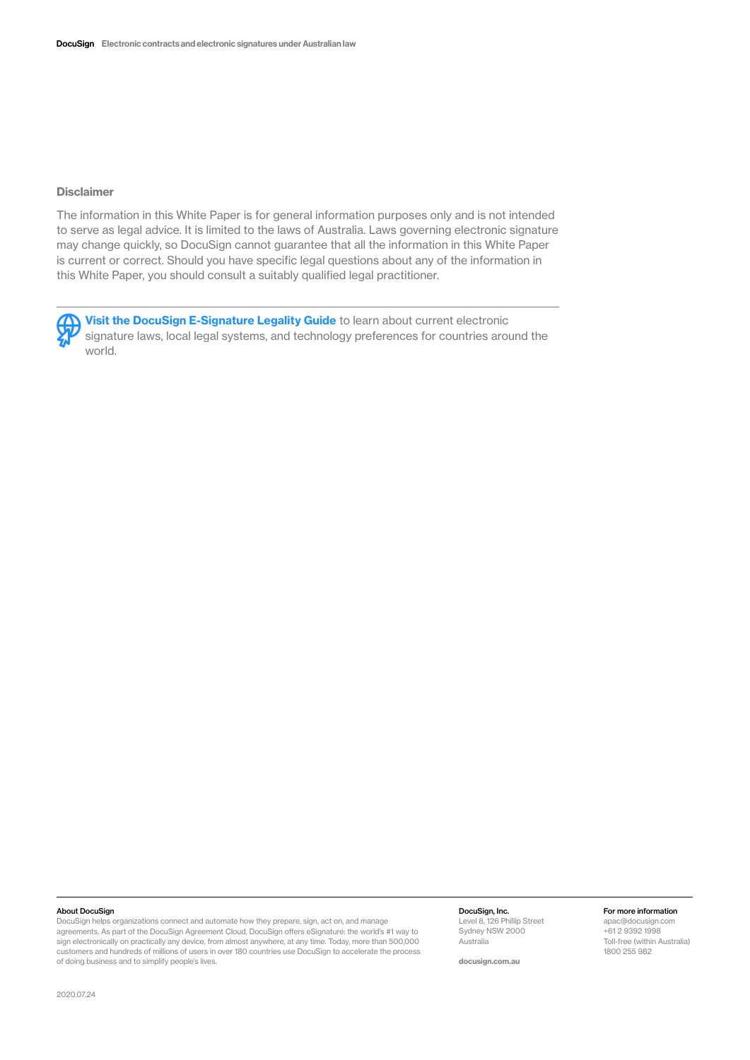### Disclaimer

The information in this White Paper is for general information purposes only and is not intended to serve as legal advice. It is limited to the laws of Australia. Laws governing electronic signature may change quickly, so DocuSign cannot guarantee that all the information in this White Paper is current or correct. Should you have specific legal questions about any of the information in this White Paper, you should consult a suitably qualified legal practitioner.

---

**Visit the DocuSign E-Signature Legality Guide** to learn about current electronic signature laws, local legal systems, and technology preferences for countries around the world.

---

**About DocuSign**
DocuSign helps organizations connect and automate how they prepare, sign, act on, and manage agreements. As part of the DocuSign Agreement Cloud, DocuSign offers eSignature: the world's #1 way to sign electronically on practically any device, from almost anywhere, at any time. Today, more than 500,000 customers and hundreds of millions of users in over 180 countries use DocuSign to accelerate the process of doing business and to simplify people's lives.

**DocuSign, Inc.**
Level 8, 126 Phillip Street
Sydney NSW 2000
Australia

**docusign.com.au**

**For more information**
apac@docusign.com
+61 2 9392 1998
Toll-free (within Australia)
1800 255 982

2020.07.24